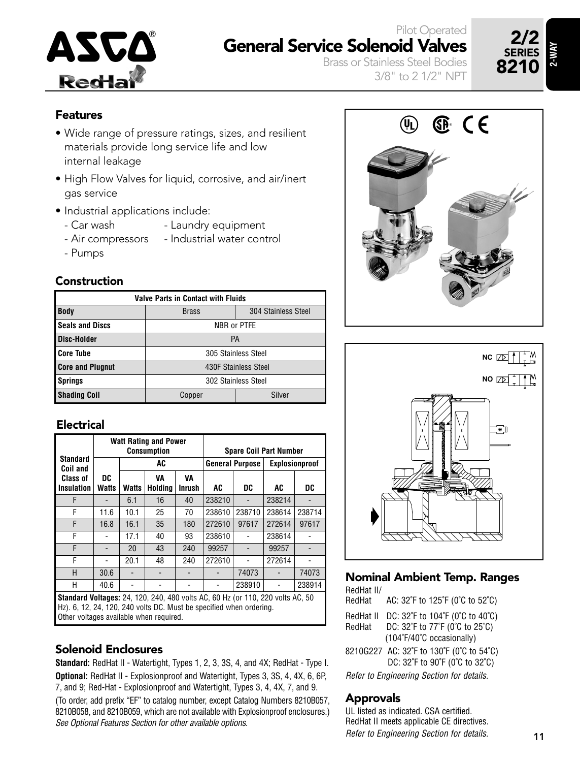# Pilot Operated General Service Solenoid Valves

Brass or Stainless Steel Bodies
3/8" to 2 1/2" NPT

**2/2 SERIES 8210**

**2-WAY**

## Features

- Wide range of pressure ratings, sizes, and resilient materials provide long service life and low internal leakage
- High Flow Valves for liquid, corrosive, and air/inert gas service
- Industrial applications include:
  - Car wash
  - Air compressors
  - Pumps
  - Laundry equipment
  - Industrial water control

## Construction

| Valve Parts in Contact with Fluids | | |
|---|---|---|
| **Body** | Brass | 304 Stainless Steel |
| **Seals and Discs** | NBR or PTFE | |
| **Disc-Holder** | PA | |
| **Core Tube** | 305 Stainless Steel | |
| **Core and Plugnut** | 430F Stainless Steel | |
| **Springs** | 302 Stainless Steel | |
| **Shading Coil** | Copper | Silver |

## Electrical

| Standard Coil and Class of Insulation | Watt Rating and Power Consumption | | | | Spare Coil Part Number | | | |
|---|---|---|---|---|---|---|---|---|
| | | AC | | | General Purpose | | Explosionproof | |
| | DC Watts | Watts | VA Holding | VA Inrush | AC | DC | AC | DC |
| F | - | 6.1 | 16 | 40 | 238210 | - | 238214 | - |
| F | 11.6 | 10.1 | 25 | 70 | 238610 | 238710 | 238614 | 238714 |
| F | 16.8 | 16.1 | 35 | 180 | 272610 | 97617 | 272614 | 97617 |
| F | - | 17.1 | 40 | 93 | 238610 | - | 238614 | - |
| F | - | 20 | 43 | 240 | 99257 | - | 99257 | - |
| F | - | 20.1 | 48 | 240 | 272610 | - | 272614 | - |
| H | 30.6 | - | - | - | - | 74073 | - | 74073 |
| H | 40.6 | - | - | - | - | 238910 | - | 238914 |

**Standard Voltages:** 24, 120, 240, 480 volts AC, 60 Hz (or 110, 220 volts AC, 50 Hz). 6, 12, 24, 120, 240 volts DC. Must be specified when ordering. Other voltages available when required.

## Solenoid Enclosures

**Standard:** RedHat II - Watertight, Types 1, 2, 3, 3S, 4, and 4X; RedHat - Type I.

**Optional:** RedHat II - Explosionproof and Watertight, Types 3, 3S, 4, 4X, 6, 6P, 7, and 9; Red-Hat - Explosionproof and Watertight, Types 3, 4, 4X, 7, and 9.

(To order, add prefix "EF" to catalog number, except Catalog Numbers 8210B057, 8210B058, and 8210B059, which are not available with Explosionproof enclosures.)

*See Optional Features Section for other available options.*

## Nominal Ambient Temp. Ranges

RedHat II/
RedHat AC: 32°F to 125°F (0°C to 52°C)

RedHat II DC: 32°F to 104°F (0°C to 40°C)
RedHat DC: 32°F to 77°F (0°C to 25°C)
(104°F/40°C occasionally)

8210G227 AC: 32°F to 130°F (0°C to 54°C)
DC: 32°F to 90°F (0°C to 32°C)

*Refer to Engineering Section for details.*

## Approvals

UL listed as indicated. CSA certified.
RedHat II meets applicable CE directives.
*Refer to Engineering Section for details.*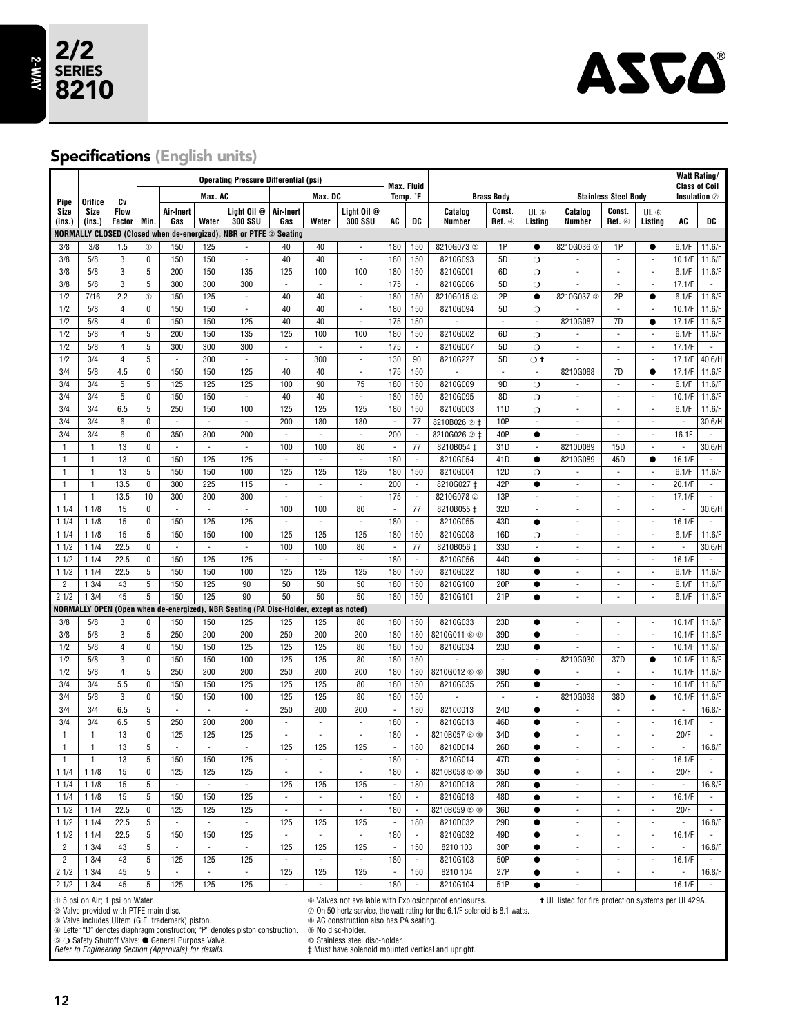# 2/2 SERIES 8210

2-WAY

ASCO®

## Specifications (English units)

| Pipe Size (ins.) | Orifice Size (ins.) | Cv Flow Factor | Operating Pressure Differential (psi) Min. | Max. AC Air-Inert Gas | Max. AC Water | Max. AC Light Oil @ 300 SSU | Max. DC Air-Inert Gas | Max. DC Water | Max. DC Light Oil @ 300 SSU | Max. Fluid Temp. °F AC | Max. Fluid Temp. °F DC | Brass Body Catalog Number | Brass Body Const. Ref. ④ | Brass Body UL ⑤ Listing | Stainless Steel Body Catalog Number | Stainless Steel Body Const. Ref. ④ | Stainless Steel Body UL ⑤ Listing | Watt Rating/Class of Coil Insulation ⑦ AC | Watt Rating/Class of Coil Insulation ⑦ DC |
|---|---|---|---|---|---|---|---|---|---|---|---|---|---|---|---|---|---|---|---|
| **NORMALLY CLOSED (Closed when de-energized), NBR or PTFE ② Seating** | | | | | | | | | | | | | | | | | | | |
| 3/8 | 3/8 | 1.5 | ① | 150 | 125 | - | 40 | 40 | - | 180 | 150 | 8210G073 ③ | 1P | ● | 8210G036 ③ | 1P | ● | 6.1/F | 11.6/F |
| 3/8 | 5/8 | 3 | 0 | 150 | 150 | - | 40 | 40 | - | 180 | 150 | 8210G093 | 5D | ❍ | - | - | - | 10.1/F | 11.6/F |
| 3/8 | 5/8 | 3 | 5 | 200 | 150 | 135 | 125 | 100 | 100 | 180 | 150 | 8210G001 | 6D | ❍ | - | - | - | 6.1/F | 11.6/F |
| 3/8 | 5/8 | 3 | 5 | 300 | 300 | 300 | - | - | - | 175 | - | 8210G006 | 5D | ❍ | - | - | - | 17.1/F | - |
| 1/2 | 7/16 | 2.2 | ① | 150 | 125 | - | 40 | 40 | - | 180 | 150 | 8210G015 ③ | 2P | ● | 8210G037 ③ | 2P | ● | 6.1/F | 11.6/F |
| 1/2 | 5/8 | 4 | 0 | 150 | 150 | - | 40 | 40 | - | 180 | 150 | 8210G094 | 5D | ❍ | - | - | - | 10.1/F | 11.6/F |
| 1/2 | 5/8 | 4 | 0 | 150 | 150 | 125 | 40 | 40 | - | 175 | 150 | - | - | - | 8210G087 | 7D | ● | 17.1/F | 11.6/F |
| 1/2 | 5/8 | 4 | 5 | 200 | 150 | 135 | 125 | 100 | 100 | 180 | 150 | 8210G002 | 6D | ❍ | - | - | - | 6.1/F | 11.6/F |
| 1/2 | 5/8 | 4 | 5 | 300 | 300 | 300 | - | - | - | 175 | - | 8210G007 | 5D | ❍ | - | - | - | 17.1/F | - |
| 1/2 | 3/4 | 4 | 5 | - | 300 | - | - | 300 | - | 130 | 90 | 8210G227 | 5D | ❍ † | - | - | - | 17.1/F | 40.6/H |
| 3/4 | 5/8 | 4.5 | 0 | 150 | 150 | 125 | 40 | 40 | - | 175 | 150 | - | - | - | 8210G088 | 7D | ● | 17.1/F | 11.6/F |
| 3/4 | 3/4 | 5 | 5 | 125 | 125 | 125 | 100 | 90 | 75 | 180 | 150 | 8210G009 | 9D | ❍ | - | - | - | 6.1/F | 11.6/F |
| 3/4 | 3/4 | 5 | 0 | 150 | 150 | - | 40 | 40 | - | 180 | 150 | 8210G095 | 8D | ❍ | - | - | - | 10.1/F | 11.6/F |
| 3/4 | 3/4 | 6.5 | 5 | 250 | 150 | 100 | 125 | 125 | 125 | 180 | 150 | 8210G003 | 11D | ❍ | - | - | - | 6.1/F | 11.6/F |
| 3/4 | 3/4 | 6 | 0 | - | - | - | 200 | 180 | 180 | - | 77 | 8210B026 ② ‡ | 10P | - | - | - | - | - | 30.6/H |
| 3/4 | 3/4 | 6 | 0 | 350 | 300 | 200 | - | - | - | 200 | - | 8210G026 ② ‡ | 40P | ● | - | - | - | 16.1F | - |
| 1 | 1 | 13 | 0 | - | - | - | 100 | 100 | 80 | - | 77 | 8210B054 ‡ | 31D | - | 8210D089 | 15D | - | - | 30.6/H |
| 1 | 1 | 13 | 0 | 150 | 125 | 125 | - | - | - | 180 | - | 8210G054 | 41D | ● | 8210G089 | 45D | ● | 16.1/F | - |
| 1 | 1 | 13 | 5 | 150 | 150 | 100 | 125 | 125 | 125 | 180 | 150 | 8210G004 | 12D | ❍ | - | - | - | 6.1/F | 11.6/F |
| 1 | 1 | 13.5 | 0 | 300 | 225 | 115 | - | - | - | 200 | - | 8210G027 ‡ | 42P | ● | - | - | - | 20.1/F | - |
| 1 | 1 | 13.5 | 10 | 300 | 300 | 300 | - | - | - | 175 | - | 8210G078 ② | 13P | - | - | - | - | 17.1/F | - |
| 1 1/4 | 1 1/8 | 15 | 0 | - | - | - | 100 | 100 | 80 | - | 77 | 8210B055 ‡ | 32D | - | - | - | - | - | 30.6/H |
| 1 1/4 | 1 1/8 | 15 | 0 | 150 | 125 | 125 | - | - | - | 180 | - | 8210G055 | 43D | ● | - | - | - | 16.1/F | - |
| 1 1/4 | 1 1/8 | 15 | 5 | 150 | 150 | 100 | 125 | 125 | 125 | 180 | 150 | 8210G008 | 16D | ❍ | - | - | - | 6.1/F | 11.6/F |
| 1 1/2 | 1 1/4 | 22.5 | 0 | - | - | - | 100 | 100 | 80 | - | 77 | 8210B056 ‡ | 33D | - | - | - | - | - | 30.6/H |
| 1 1/2 | 1 1/4 | 22.5 | 0 | 150 | 125 | 125 | - | - | - | 180 | - | 8210G056 | 44D | ● | - | - | - | 16.1/F | - |
| 1 1/2 | 1 1/4 | 22.5 | 5 | 150 | 150 | 100 | 125 | 125 | 125 | 180 | 150 | 8210G022 | 18D | ● | - | - | - | 6.1/F | 11.6/F |
| 2 | 1 3/4 | 43 | 5 | 150 | 125 | 90 | 50 | 50 | 50 | 180 | 150 | 8210G100 | 20P | ● | - | - | - | 6.1/F | 11.6/F |
| 2 1/2 | 1 3/4 | 45 | 5 | 150 | 125 | 90 | 50 | 50 | 50 | 180 | 150 | 8210G101 | 21P | ● | - | - | - | 6.1/F | 11.6/F |
| **NORMALLY OPEN (Open when de-energized), NBR Seating (PA Disc-Holder, except as noted)** | | | | | | | | | | | | | | | | | | | |
| 3/8 | 5/8 | 3 | 0 | 150 | 150 | 125 | 125 | 125 | 80 | 180 | 150 | 8210G033 | 23D | ● | - | - | - | 10.1/F | 11.6/F |
| 3/8 | 5/8 | 3 | 5 | 250 | 200 | 200 | 250 | 200 | 200 | 180 | 180 | 8210G011 ⑧ ⑨ | 39D | ● | - | - | - | 10.1/F | 11.6/F |
| 1/2 | 5/8 | 4 | 0 | 150 | 150 | 125 | 125 | 125 | 80 | 180 | 150 | 8210G034 | 23D | ● | - | - | - | 10.1/F | 11.6/F |
| 1/2 | 5/8 | 3 | 0 | 150 | 150 | 100 | 125 | 125 | 80 | 180 | 150 | - | - | - | 8210G030 | 37D | ● | 10.1/F | 11.6/F |
| 1/2 | 5/8 | 4 | 5 | 250 | 200 | 200 | 250 | 200 | 200 | 180 | 180 | 8210G012 ⑧ ⑨ | 39D | ● | - | - | - | 10.1/F | 11.6/F |
| 3/4 | 3/4 | 5.5 | 0 | 150 | 150 | 125 | 125 | 125 | 80 | 180 | 150 | 8210G035 | 25D | ● | - | - | - | 10.1/F | 11.6/F |
| 3/4 | 5/8 | 3 | 0 | 150 | 150 | 100 | 125 | 125 | 80 | 180 | 150 | - | - | - | 8210G038 | 38D | ● | 10.1/F | 11.6/F |
| 3/4 | 3/4 | 6.5 | 5 | - | - | - | 250 | 200 | 200 | - | 180 | 8210C013 | 24D | ● | - | - | - | - | 16.8/F |
| 3/4 | 3/4 | 6.5 | 5 | 250 | 200 | 200 | - | - | - | 180 | - | 8210G013 | 46D | ● | - | - | - | 16.1/F | - |
| 1 | 1 | 13 | 0 | 125 | 125 | 125 | - | - | - | 180 | - | 8210B057 ⑥ ⑩ | 34D | ● | - | - | - | 20/F | - |
| 1 | 1 | 13 | 5 | - | - | - | 125 | 125 | 125 | - | 180 | 8210D014 | 26D | ● | - | - | - | - | 16.8/F |
| 1 | 1 | 13 | 5 | 150 | 150 | 125 | - | - | - | 180 | - | 8210G014 | 47D | ● | - | - | - | 16.1/F | - |
| 1 1/4 | 1 1/8 | 15 | 0 | 125 | 125 | 125 | - | - | - | 180 | - | 8210B058 ⑥ ⑩ | 35D | ● | - | - | - | 20/F | - |
| 1 1/4 | 1 1/8 | 15 | 5 | - | - | - | 125 | 125 | 125 | - | 180 | 8210D018 | 28D | ● | - | - | - | - | 16.8/F |
| 1 1/4 | 1 1/8 | 15 | 5 | 150 | 150 | 125 | - | - | - | 180 | - | 8210G018 | 48D | ● | - | - | - | 16.1/F | - |
| 1 1/2 | 1 1/4 | 22.5 | 0 | 125 | 125 | 125 | - | - | - | 180 | - | 8210B059 ⑥ ⑩ | 36D | ● | - | - | - | 20/F | - |
| 1 1/2 | 1 1/4 | 22.5 | 5 | - | - | - | 125 | 125 | 125 | - | 180 | 8210D032 | 29D | ● | - | - | - | - | 16.8/F |
| 1 1/2 | 1 1/4 | 22.5 | 5 | 150 | 150 | 125 | - | - | - | 180 | - | 8210G032 | 49D | ● | - | - | - | 16.1/F | - |
| 2 | 1 3/4 | 43 | 5 | - | - | - | 125 | 125 | 125 | - | 150 | 8210 103 | 30P | ● | - | - | - | - | 16.8/F |
| 2 | 1 3/4 | 43 | 5 | 125 | 125 | 125 | - | - | - | 180 | - | 8210G103 | 50P | ● | - | - | - | 16.1/F | - |
| 2 1/2 | 1 3/4 | 45 | 5 | - | - | - | 125 | 125 | 125 | - | 150 | 8210 104 | 27P | ● | - | - | - | - | 16.8/F |
| 2 1/2 | 1 3/4 | 45 | 5 | 125 | 125 | 125 | - | - | - | 180 | - | 8210G104 | 51P | ● | - | | | 16.1/F | - |

① 5 psi on Air; 1 psi on Water.
② Valve provided with PTFE main disc.
③ Valve includes Ultem (G.E. trademark) piston.
④ Letter "D" denotes diaphragm construction; "P" denotes piston construction.
⑤ ❍ Safety Shutoff Valve; ● General Purpose Valve.
*Refer to Engineering Section (Approvals) for details.*
⑥ Valves not available with Explosionproof enclosures.
⑦ On 50 hertz service, the watt rating for the 6.1/F solenoid is 8.1 watts.
⑧ AC construction also has PA seating.
⑨ No disc-holder.
⑩ Stainless steel disc-holder.
‡ Must have solenoid mounted vertical and upright.
† UL listed for fire protection systems per UL429A.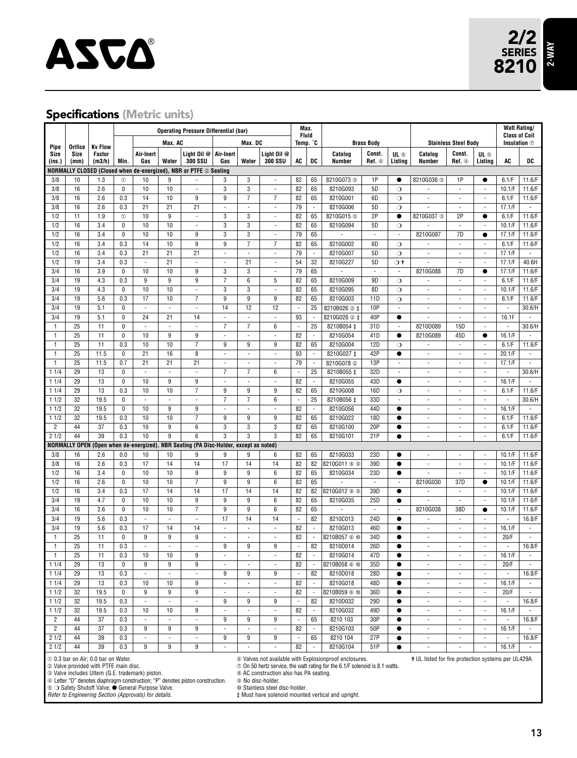# ASCO

**2/2 SERIES 8210** 2-WAY

## Specifications (Metric units)

| Pipe Size (ins.) | Orifice Size (mm) | Kv Flow Factor (m3/h) | Operating Pressure Differential (bar) | | | | | | | | Max. Fluid Temp. °C | | Brass Body | | | Stainless Steel Body | | | Watt Rating/ Class of Coil Insulation ⑦ | |
|---|---|---|---|---|---|---|---|---|---|---|---|---|---|---|---|---|---|---|---|---|
| | | | Min. | Max. AC | | | Max. DC | | | | | | | | | | | | | |
| | | | | Air-Inert Gas | Water | Light Oil @ 300 SSU | Air-Inert Gas | Water | Light Oil @ 300 SSU | | AC | DC | Catalog Number | Const. Ref. ④ | UL ⑤ Listing | Catalog Number | Const. Ref. ④ | UL ⑤ Listing | AC | DC |
| **NORMALLY CLOSED (Closed when de-energized), NBR or PTFE ② Seating** | | | | | | | | | | | | | | | | | | | | |
| 3/8 | 10 | 1.3 | ① | 10 | 9 | - | 3 | 3 | - | | 82 | 65 | 8210G073 ③ | 1P | ● | 8210G036 ③ | 1P | ● | 6.1/F | 11.6/F |
| 3/8 | 16 | 2.6 | 0 | 10 | 10 | - | 3 | 3 | - | | 82 | 65 | 8210G093 | 5D | ❍ | - | - | - | 10.1/F | 11.6/F |
| 3/8 | 16 | 2.6 | 0.3 | 14 | 10 | 9 | 9 | 7 | 7 | | 82 | 65 | 8210G001 | 6D | ❍ | - | - | - | 6.1/F | 11.6/F |
| 3/8 | 16 | 2.6 | 0.3 | 21 | 21 | 21 | - | - | - | | 79 | - | 8210G006 | 5D | ❍ | - | - | - | 17.1/F | - |
| 1/2 | 11 | 1.9 | ① | 10 | 9 | - | 3 | 3 | - | | 82 | 65 | 8210G015 ③ | 2P | ● | 8210G037 ③ | 2P | ● | 6.1/F | 11.6/F |
| 1/2 | 16 | 3.4 | 0 | 10 | 10 | - | 3 | 3 | - | | 82 | 65 | 8210G094 | 5D | ❍ | - | - | - | 10.1/F | 11.6/F |
| 1/2 | 16 | 3.4 | 0 | 10 | 10 | 9 | 3 | 3 | - | | 79 | 65 | - | - | - | 8210G087 | 7D | ● | 17.1/F | 11.6/F |
| 1/2 | 16 | 3.4 | 0.3 | 14 | 10 | 9 | 9 | 7 | 7 | | 82 | 65 | 8210G002 | 6D | ❍ | - | - | - | 6.1/F | 11.6/F |
| 1/2 | 16 | 3.4 | 0.3 | 21 | 21 | 21 | - | - | - | | 79 | - | 8210G007 | 5D | ❍ | - | - | - | 17.1/F | - |
| 1/2 | 19 | 3.4 | 0.3 | - | 21 | - | - | 21 | - | | 54 | 32 | 8210G227 | 5D | ❍ † | - | - | - | 17.1/F | 40.6H |
| 3/4 | 16 | 3.9 | 0 | 10 | 10 | 9 | 3 | 3 | - | | 79 | 65 | - | - | - | 8210G088 | 7D | ● | 17.1/F | 11.6/F |
| 3/4 | 19 | 4.3 | 0.3 | 9 | 9 | 9 | 7 | 6 | 5 | | 82 | 65 | 8210G009 | 9D | ❍ | - | - | - | 6.1/F | 11.6/F |
| 3/4 | 19 | 4.3 | 0 | 10 | 10 | - | 3 | 3 | - | | 82 | 65 | 8210G095 | 8D | ❍ | - | - | - | 10.1/F | 11.6/F |
| 3/4 | 19 | 5.6 | 0.3 | 17 | 10 | 7 | 9 | 9 | 9 | | 82 | 65 | 8210G003 | 11D | ❍ | - | - | - | 6.1/F | 11.6/F |
| 3/4 | 19 | 5.1 | 0 | - | - | - | 14 | 12 | 12 | | - | 25 | 8210B026 ② ‡ | 10P | - | - | - | - | - | 30.6/H |
| 3/4 | 19 | 5.1 | 0 | 24 | 21 | 14 | - | - | - | | 93 | - | 8210G026 ② ‡ | 40P | ● | - | - | - | 16.1F | - |
| 1 | 25 | 11 | 0 | - | - | - | 7 | 7 | 6 | | - | 25 | 8210B054 ‡ | 31D | - | 8210D089 | 15D | - | - | 30.6/H |
| 1 | 25 | 11 | 0 | 10 | 9 | 9 | - | - | - | | 82 | - | 8210G054 | 41D | ● | 8210G089 | 45D | ● | 16.1/F | - |
| 1 | 25 | 11 | 0.3 | 10 | 10 | 7 | 9 | 9 | 9 | | 82 | 65 | 8210G004 | 12D | ❍ | - | - | - | 6.1/F | 11.6/F |
| 1 | 25 | 11.5 | 0 | 21 | 16 | 8 | - | - | - | | 93 | - | 8210G027 ‡ | 42P | ● | - | - | - | 20.1/F | - |
| 1 | 25 | 11.5 | 0.7 | 21 | 21 | 21 | - | - | - | | 79 | - | 8210G078 ② | 13P | - | - | - | - | 17.1/F | - |
| 1 1/4 | 29 | 13 | 0 | - | - | - | 7 | 7 | 6 | | - | 25 | 8210B055 ‡ | 32D | - | - | - | - | - | 30.6/H |
| 1 1/4 | 29 | 13 | 0 | 10 | 9 | 9 | - | - | - | | 82 | - | 8210G055 | 43D | ● | - | - | - | 16.1/F | - |
| 1 1/4 | 29 | 13 | 0.3 | 10 | 10 | 7 | 9 | 9 | 9 | | 82 | 65 | 8210G008 | 16D | ❍ | - | - | - | 6.1/F | 11.6/F |
| 1 1/2 | 32 | 19.5 | 0 | - | - | - | 7 | 7 | 6 | | - | 25 | 8210B056 ‡ | 33D | - | - | - | - | - | 30.6/H |
| 1 1/2 | 32 | 19.5 | 0 | 10 | 9 | 9 | - | - | - | | 82 | - | 8210G056 | 44D | ● | - | - | - | 16.1/F | - |
| 1 1/2 | 32 | 19.5 | 0.3 | 10 | 10 | 7 | 9 | 9 | 9 | | 82 | 65 | 8210G022 | 18D | ● | - | - | - | 6.1/F | 11.6/F |
| 2 | 44 | 37 | 0.3 | 10 | 9 | 6 | 3 | 3 | 3 | | 82 | 65 | 8210G100 | 20P | ● | - | - | - | 6.1/F | 11.6/F |
| 2 1/2 | 44 | 39 | 0.3 | 10 | 9 | 6 | 3 | 3 | 3 | | 82 | 65 | 8210G101 | 21P | ● | - | - | - | 6.1/F | 11.6/F |
| **NORMALLY OPEN (Open when de-energized), NBR Seating (PA Disc-Holder, except as noted)** | | | | | | | | | | | | | | | | | | | | |
| 3/8 | 16 | 2.6 | 0.0 | 10 | 10 | 9 | 9 | 9 | 6 | | 82 | 65 | 8210G033 | 23D | ● | - | - | - | 10.1/F | 11.6/F |
| 3/8 | 16 | 2.6 | 0.3 | 17 | 14 | 14 | 17 | 14 | 14 | | 82 | 82 | 8210G011 ⑧ ⑨ | 39D | ● | - | - | - | 10.1/F | 11.6/F |
| 1/2 | 16 | 3.4 | 0 | 10 | 10 | 9 | 9 | 9 | 6 | | 82 | 65 | 8210G034 | 23D | ● | - | - | - | 10.1/F | 11.6/F |
| 1/2 | 16 | 2.6 | 0 | 10 | 10 | 7 | 9 | 9 | 6 | | 82 | 65 | - | - | - | 8210G030 | 37D | ● | 10.1/F | 11.6/F |
| 1/2 | 16 | 3.4 | 0.3 | 17 | 14 | 14 | 17 | 14 | 14 | | 82 | 82 | 8210G012 ⑧ ⑨ | 39D | ● | - | - | - | 10.1/F | 11.6/F |
| 3/4 | 19 | 4.7 | 0 | 10 | 10 | 9 | 9 | 9 | 6 | | 82 | 65 | 8210G035 | 25D | ● | - | - | - | 10.1/F | 11.6/F |
| 3/4 | 16 | 2.6 | 0 | 10 | 10 | 7 | 9 | 9 | 6 | | 82 | 65 | - | - | - | 8210G038 | 38D | ● | 10.1/F | 11.6/F |
| 3/4 | 19 | 5.6 | 0.3 | - | - | - | 17 | 14 | 14 | | - | 82 | 8210C013 | 24D | ● | - | - | - | - | 16.8/F |
| 3/4 | 19 | 5.6 | 0.3 | 17 | 14 | 14 | - | - | - | | 82 | - | 8210G013 | 46D | ● | - | - | - | 16.1/F | - |
| 1 | 25 | 11 | 0 | 9 | 9 | 9 | - | - | - | | 82 | - | 8210B057 ⑥ ⑩ | 34D | ● | - | - | - | 20/F | - |
| 1 | 25 | 11 | 0.3 | - | - | - | 9 | 9 | 9 | | - | 82 | 8210D014 | 26D | ● | - | - | - | - | 16.8/F |
| 1 | 25 | 11 | 0.3 | 10 | 10 | 9 | - | - | - | | 82 | - | 8210G014 | 47D | ● | - | - | - | 16.1/F | - |
| 1 1/4 | 29 | 13 | 0 | 9 | 9 | 9 | - | - | - | | 82 | - | 8210B058 ⑥ ⑩ | 35D | ● | - | - | - | 20/F | - |
| 1 1/4 | 29 | 13 | 0.3 | - | - | - | 9 | 9 | 9 | | - | 82 | 8210D018 | 28D | ● | - | - | - | - | 16.8/F |
| 1 1/4 | 29 | 13 | 0.3 | 10 | 10 | 9 | - | - | - | | 82 | - | 8210G018 | 48D | ● | - | - | - | 16.1/F | - |
| 1 1/2 | 32 | 19.5 | 0 | 9 | 9 | 9 | - | - | - | | 82 | - | 8210B059 ⑥ ⑩ | 36D | ● | - | - | - | 20/F | - |
| 1 1/2 | 32 | 19.5 | 0.3 | - | - | - | 9 | 9 | 9 | | - | 82 | 8210D032 | 29D | ● | - | - | - | - | 16.8/F |
| 1 1/2 | 32 | 19.5 | 0.3 | 10 | 10 | 9 | - | - | - | | 82 | - | 8210G032 | 49D | ● | - | - | - | 16.1/F | - |
| 2 | 44 | 37 | 0.3 | - | - | - | 9 | 9 | 9 | | - | 65 | 8210 103 | 30P | ● | - | - | - | - | 16.8/F |
| 2 | 44 | 37 | 0.3 | 9 | 9 | 9 | - | - | - | | 82 | - | 8210G103 | 50P | ● | - | - | - | 16.1/F | - |
| 2 1/2 | 44 | 39 | 0.3 | - | - | - | 9 | 9 | 9 | | - | 65 | 8210 104 | 27P | ● | - | - | - | - | 16.8/F |
| 2 1/2 | 44 | 39 | 0.3 | 9 | 9 | 9 | - | - | - | | 82 | - | 8210G104 | 51P | ● | - | - | - | 16.1/F | - |

① 0.3 bar on Air; 0.0 bar on Water.
② Valve provided with PTFE main disc.
③ Valve includes Ultem (G.E. trademark) piston.
④ Letter "D" denotes diaphragm construction; "P" denotes piston construction.
⑤ ❍ Safety Shutoff Valve; ● General Purpose Valve.
*Refer to Engineering Section (Approvals) for details.*
⑥ Valves not available with Explosionproof enclosures.
⑦ On 50 hertz service, the watt rating for the 6.1/F solenoid is 8.1 watts.
⑧ AC construction also has PA seating.
⑨ No disc-holder.
⑩ Stainless steel disc-holder.
‡ Must have solenoid mounted vertical and upright.
† UL listed for fire protection systems per UL429A.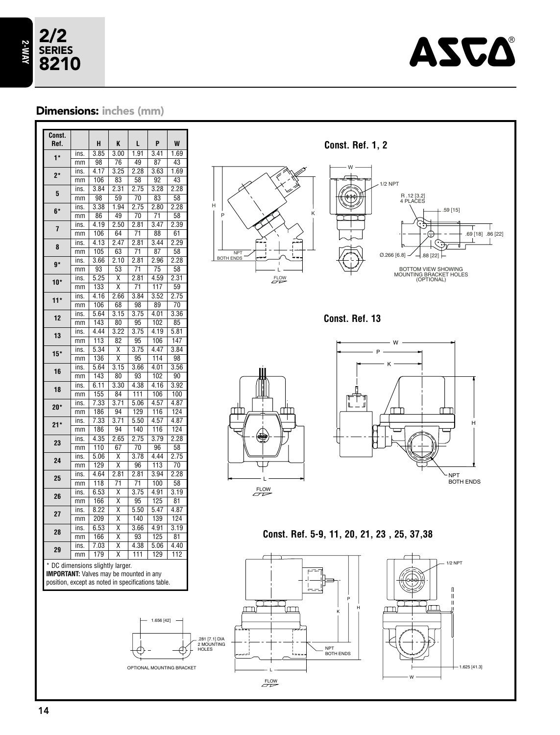# 2/2 SERIES 8210

## Dimensions: inches (mm)

| Const. Ref. | | H | K | L | P | W |
|---|---|---|---|---|---|---|
| 1* | ins. | 3.85 | 3.00 | 1.91 | 3.41 | 1.69 |
| | mm | 98 | 76 | 49 | 87 | 43 |
| 2* | ins. | 4.17 | 3.25 | 2.28 | 3.63 | 1.69 |
| | mm | 106 | 83 | 58 | 92 | 43 |
| 5 | ins. | 3.84 | 2.31 | 2.75 | 3.28 | 2.28 |
| | mm | 98 | 59 | 70 | 83 | 58 |
| 6* | ins. | 3.38 | 1.94 | 2.75 | 2.80 | 2.28 |
| | mm | 86 | 49 | 70 | 71 | 58 |
| 7 | ins. | 4.19 | 2.50 | 2.81 | 3.47 | 2.39 |
| | mm | 106 | 64 | 71 | 88 | 61 |
| 8 | ins. | 4.13 | 2.47 | 2.81 | 3.44 | 2.29 |
| | mm | 105 | 63 | 71 | 87 | 58 |
| 9* | ins. | 3.66 | 2.10 | 2.81 | 2.96 | 2.28 |
| | mm | 93 | 53 | 71 | 75 | 58 |
| 10* | ins. | 5.25 | X | 2.81 | 4.59 | 2.31 |
| | mm | 133 | X | 71 | 117 | 59 |
| 11* | ins. | 4.16 | 2.66 | 3.84 | 3.52 | 2.75 |
| | mm | 106 | 68 | 98 | 89 | 70 |
| 12 | ins. | 5.64 | 3.15 | 3.75 | 4.01 | 3.36 |
| | mm | 143 | 80 | 95 | 102 | 85 |
| 13 | ins. | 4.44 | 3.22 | 3.75 | 4.19 | 5.81 |
| | mm | 113 | 82 | 95 | 106 | 147 |
| 15* | ins. | 5.34 | X | 3.75 | 4.47 | 3.84 |
| | mm | 136 | X | 95 | 114 | 98 |
| 16 | ins. | 5.64 | 3.15 | 3.66 | 4.01 | 3.56 |
| | mm | 143 | 80 | 93 | 102 | 90 |
| 18 | ins. | 6.11 | 3.30 | 4.38 | 4.16 | 3.92 |
| | mm | 155 | 84 | 111 | 106 | 100 |
| 20* | ins. | 7.33 | 3.71 | 5.06 | 4.57 | 4.87 |
| | mm | 186 | 94 | 129 | 116 | 124 |
| 21* | ins. | 7.33 | 3.71 | 5.50 | 4.57 | 4.87 |
| | mm | 186 | 94 | 140 | 116 | 124 |
| 23 | ins. | 4.35 | 2.65 | 2.75 | 3.79 | 2.28 |
| | mm | 110 | 67 | 70 | 96 | 58 |
| 24 | ins. | 5.06 | X | 3.78 | 4.44 | 2.75 |
| | mm | 129 | X | 96 | 113 | 70 |
| 25 | ins. | 4.64 | 2.81 | 2.81 | 3.94 | 2.28 |
| | mm | 118 | 71 | 71 | 100 | 58 |
| 26 | ins. | 6.53 | X | 3.75 | 4.91 | 3.19 |
| | mm | 166 | X | 95 | 125 | 81 |
| 27 | ins. | 8.22 | X | 5.50 | 5.47 | 4.87 |
| | mm | 209 | X | 140 | 139 | 124 |
| 28 | ins. | 6.53 | X | 3.66 | 4.91 | 3.19 |
| | mm | 166 | X | 93 | 125 | 81 |
| 29 | ins. | 7.03 | X | 4.38 | 5.06 | 4.40 |
| | mm | 179 | X | 111 | 129 | 112 |

\* DC dimensions slightly larger.

**IMPORTANT:** Valves may be mounted in any position, except as noted in specifications table.

### Const. Ref. 1, 2

W, H, P, K, L, 1/2 NPT, NPT BOTH ENDS, FLOW

R .12 [3.2] 4 PLACES

.59 [15]

.69 [18] .86 [22]

Ø.266 [6.8] .88 [22]

BOTTOM VIEW SHOWING MOUNTING BRACKET HOLES (OPTIONAL)

### Const. Ref. 13

W, P, K, H, L, NPT BOTH ENDS, FLOW

### Const. Ref. 5-9, 11, 20, 21, 23 , 25, 37,38

P, K, H, L, W, 1/2 NPT, NPT BOTH ENDS, FLOW

1.625 [41.3]

1.656 [42]

.281 [7.1] DIA 2 MOUNTING HOLES

OPTIONAL MOUNTING BRACKET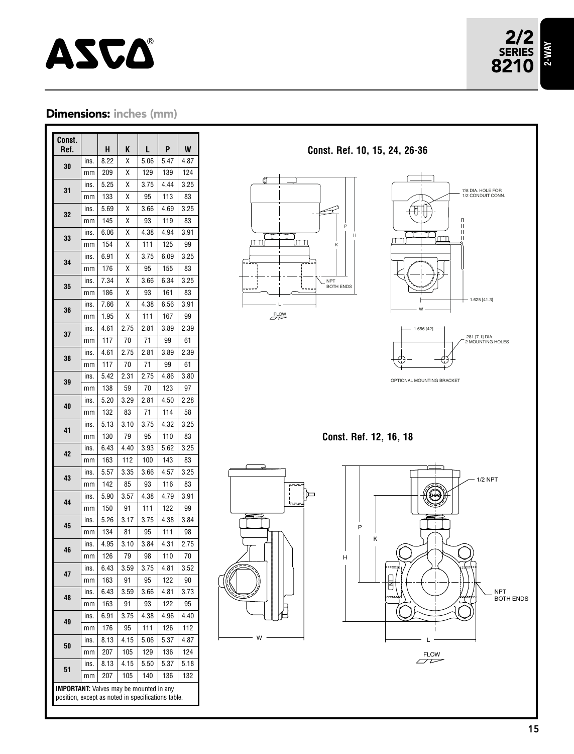# 2/2 SERIES 8210

2-WAY

## Dimensions: inches (mm)

| Const. Ref. | | H | K | L | P | W |
|---|---|---|---|---|---|---|
| 30 | ins. | 8.22 | X | 5.06 | 5.47 | 4.87 |
| | mm | 209 | X | 129 | 139 | 124 |
| 31 | ins. | 5.25 | X | 3.75 | 4.44 | 3.25 |
| | mm | 133 | X | 95 | 113 | 83 |
| 32 | ins. | 5.69 | X | 3.66 | 4.69 | 3.25 |
| | mm | 145 | X | 93 | 119 | 83 |
| 33 | ins. | 6.06 | X | 4.38 | 4.94 | 3.91 |
| | mm | 154 | X | 111 | 125 | 99 |
| 34 | ins. | 6.91 | X | 3.75 | 6.09 | 3.25 |
| | mm | 176 | X | 95 | 155 | 83 |
| 35 | ins. | 7.34 | X | 3.66 | 6.34 | 3.25 |
| | mm | 186 | X | 93 | 161 | 83 |
| 36 | ins. | 7.66 | X | 4.38 | 6.56 | 3.91 |
| | mm | 1.95 | X | 111 | 167 | 99 |
| 37 | ins. | 4.61 | 2.75 | 2.81 | 3.89 | 2.39 |
| | mm | 117 | 70 | 71 | 99 | 61 |
| 38 | ins. | 4.61 | 2.75 | 2.81 | 3.89 | 2.39 |
| | mm | 117 | 70 | 71 | 99 | 61 |
| 39 | ins. | 5.42 | 2.31 | 2.75 | 4.86 | 3.80 |
| | mm | 138 | 59 | 70 | 123 | 97 |
| 40 | ins. | 5.20 | 3.29 | 2.81 | 4.50 | 2.28 |
| | mm | 132 | 83 | 71 | 114 | 58 |
| 41 | ins. | 5.13 | 3.10 | 3.75 | 4.32 | 3.25 |
| | mm | 130 | 79 | 95 | 110 | 83 |
| 42 | ins. | 6.43 | 4.40 | 3.93 | 5.62 | 3.25 |
| | mm | 163 | 112 | 100 | 143 | 83 |
| 43 | ins. | 5.57 | 3.35 | 3.66 | 4.57 | 3.25 |
| | mm | 142 | 85 | 93 | 116 | 83 |
| 44 | ins. | 5.90 | 3.57 | 4.38 | 4.79 | 3.91 |
| | mm | 150 | 91 | 111 | 122 | 99 |
| 45 | ins. | 5.26 | 3.17 | 3.75 | 4.38 | 3.84 |
| | mm | 134 | 81 | 95 | 111 | 98 |
| 46 | ins. | 4.95 | 3.10 | 3.84 | 4.31 | 2.75 |
| | mm | 126 | 79 | 98 | 110 | 70 |
| 47 | ins. | 6.43 | 3.59 | 3.75 | 4.81 | 3.52 |
| | mm | 163 | 91 | 95 | 122 | 90 |
| 48 | ins. | 6.43 | 3.59 | 3.66 | 4.81 | 3.73 |
| | mm | 163 | 91 | 93 | 122 | 95 |
| 49 | ins. | 6.91 | 3.75 | 4.38 | 4.96 | 4.40 |
| | mm | 176 | 95 | 111 | 126 | 112 |
| 50 | ins. | 8.13 | 4.15 | 5.06 | 5.37 | 4.87 |
| | mm | 207 | 105 | 129 | 136 | 124 |
| 51 | ins. | 8.13 | 4.15 | 5.50 | 5.37 | 5.18 |
| | mm | 207 | 105 | 140 | 136 | 132 |

**IMPORTANT:** Valves may be mounted in any position, except as noted in specifications table.

### Const. Ref. 10, 15, 24, 26-36

P, H, K, NPT BOTH ENDS, L, FLOW, W

7/8 DIA. HOLE FOR 1/2 CONDUIT CONN.

1.625 [41.3]

1.656 [42]

.281 [7.1] DIA. 2 MOUNTING HOLES

OPTIONAL MOUNTING BRACKET

### Const. Ref. 12, 16, 18

1/2 NPT

P, K, H, W, L

NPT BOTH ENDS

FLOW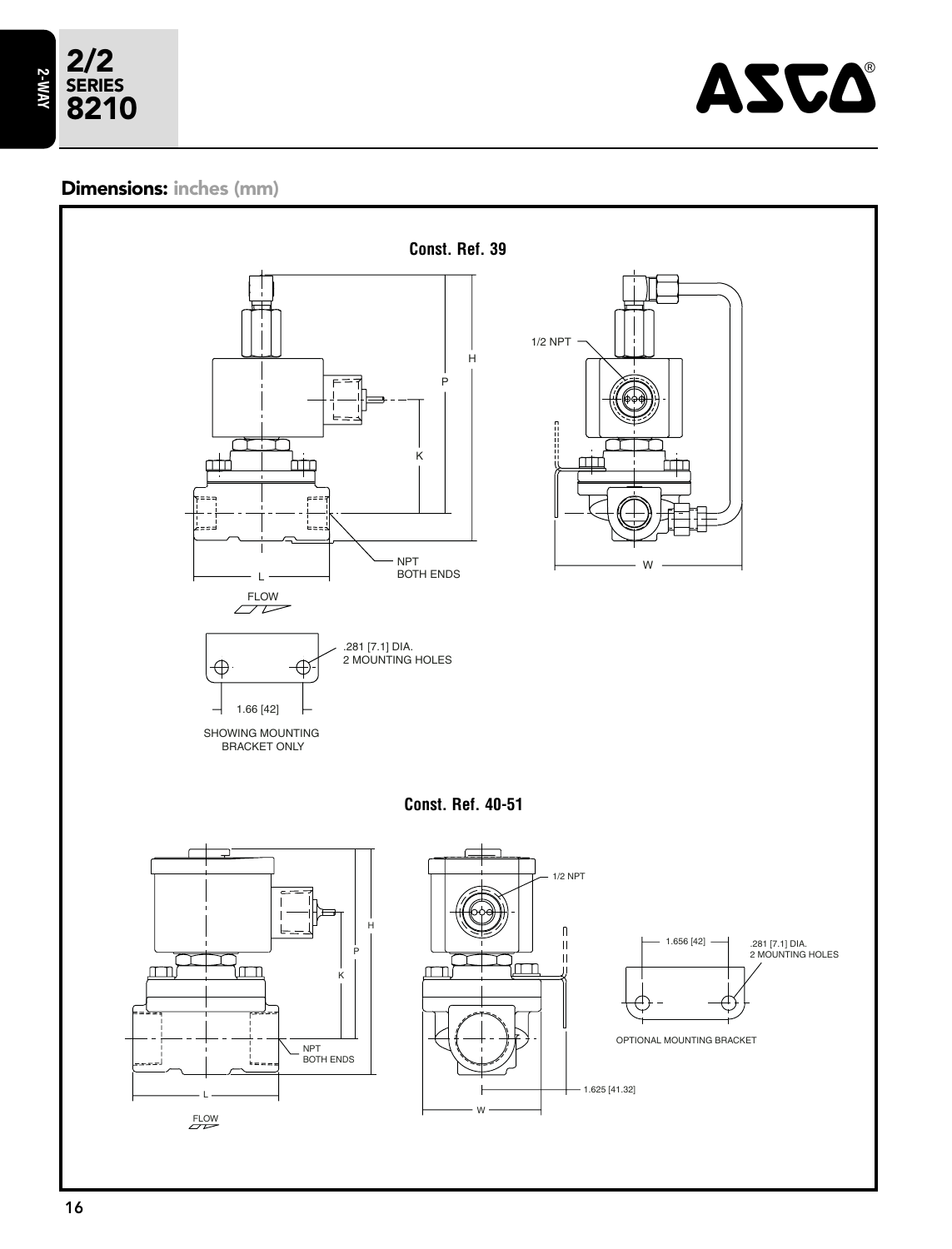## Dimensions: inches (mm)

**Const. Ref. 39**

H
P
K
1/2 NPT
NPT
BOTH ENDS
L
W
FLOW

.281 [7.1] DIA.
2 MOUNTING HOLES
1.66 [42]
SHOWING MOUNTING
BRACKET ONLY

**Const. Ref. 40-51**

H
P
K
1/2 NPT
NPT
BOTH ENDS
L
W
FLOW
1.625 [41.32]

1.656 [42]
.281 [7.1] DIA.
2 MOUNTING HOLES
OPTIONAL MOUNTING BRACKET